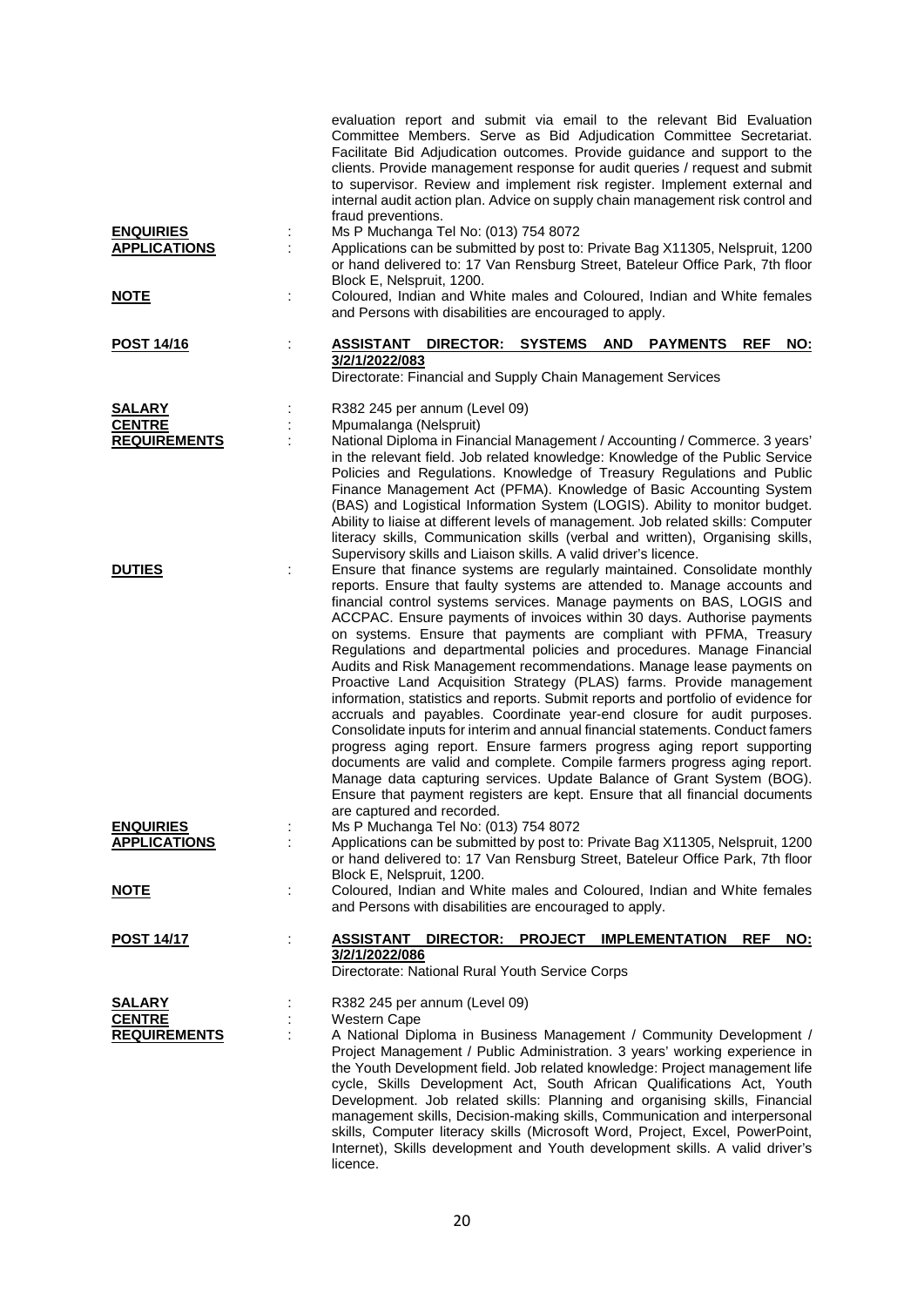evaluation report and submit via email to the relevant Bid Evaluation Committee Members. Serve as Bid Adjudication Committee Secretariat. Facilitate Bid Adjudication outcomes. Provide guidance and support to the clients. Provide management response for audit queries / request and submit to supervisor. Review and implement risk register. Implement external and internal audit action plan. Advice on supply chain management risk control and fraud preventions.

**ENQUIRIES** : Ms P Muchanga Tel No: (013) 754 8072

**APPLICATIONS** : Applications can be submitted by post to: Private Bag X11305, Nelspruit, 1200 or hand delivered to: 17 Van Rensburg Street, Bateleur Office Park, 7th floor Block E, Nelspruit, 1200.

**NOTE** : Coloured, Indian and White males and Coloured, Indian and White females and Persons with disabilities are encouraged to apply.

## POST 14/16 : ASSISTANT DIRECTOR: SYSTEMS AND PAYMENTS REF NO: 3/2/1/2022/083

Directorate: Financial and Supply Chain Management Services

**SALARY** : R382 245 per annum (Level 09)

**CENTRE** : Mpumalanga (Nelspruit)

**REQUIREMENTS** : National Diploma in Financial Management / Accounting / Commerce. 3 years' in the relevant field. Job related knowledge: Knowledge of the Public Service Policies and Regulations. Knowledge of Treasury Regulations and Public Finance Management Act (PFMA). Knowledge of Basic Accounting System (BAS) and Logistical Information System (LOGIS). Ability to monitor budget. Ability to liaise at different levels of management. Job related skills: Computer literacy skills, Communication skills (verbal and written), Organising skills, Supervisory skills and Liaison skills. A valid driver's licence.

**DUTIES** : Ensure that finance systems are regularly maintained. Consolidate monthly reports. Ensure that faulty systems are attended to. Manage accounts and financial control systems services. Manage payments on BAS, LOGIS and ACCPAC. Ensure payments of invoices within 30 days. Authorise payments on systems. Ensure that payments are compliant with PFMA, Treasury Regulations and departmental policies and procedures. Manage Financial Audits and Risk Management recommendations. Manage lease payments on Proactive Land Acquisition Strategy (PLAS) farms. Provide management information, statistics and reports. Submit reports and portfolio of evidence for accruals and payables. Coordinate year-end closure for audit purposes. Consolidate inputs for interim and annual financial statements. Conduct famers progress aging report. Ensure farmers progress aging report supporting documents are valid and complete. Compile farmers progress aging report. Manage data capturing services. Update Balance of Grant System (BOG). Ensure that payment registers are kept. Ensure that all financial documents are captured and recorded.

**ENQUIRIES** : Ms P Muchanga Tel No: (013) 754 8072

**APPLICATIONS** : Applications can be submitted by post to: Private Bag X11305, Nelspruit, 1200 or hand delivered to: 17 Van Rensburg Street, Bateleur Office Park, 7th floor Block E, Nelspruit, 1200.

**NOTE** : Coloured, Indian and White males and Coloured, Indian and White females and Persons with disabilities are encouraged to apply.

## POST 14/17 : ASSISTANT DIRECTOR: PROJECT IMPLEMENTATION REF NO: 3/2/1/2022/086

Directorate: National Rural Youth Service Corps

**SALARY** : R382 245 per annum (Level 09)

**CENTRE** : Western Cape

**REQUIREMENTS** : A National Diploma in Business Management / Community Development / Project Management / Public Administration. 3 years' working experience in the Youth Development field. Job related knowledge: Project management life cycle, Skills Development Act, South African Qualifications Act, Youth Development. Job related skills: Planning and organising skills, Financial management skills, Decision-making skills, Communication and interpersonal skills, Computer literacy skills (Microsoft Word, Project, Excel, PowerPoint, Internet), Skills development and Youth development skills. A valid driver's licence.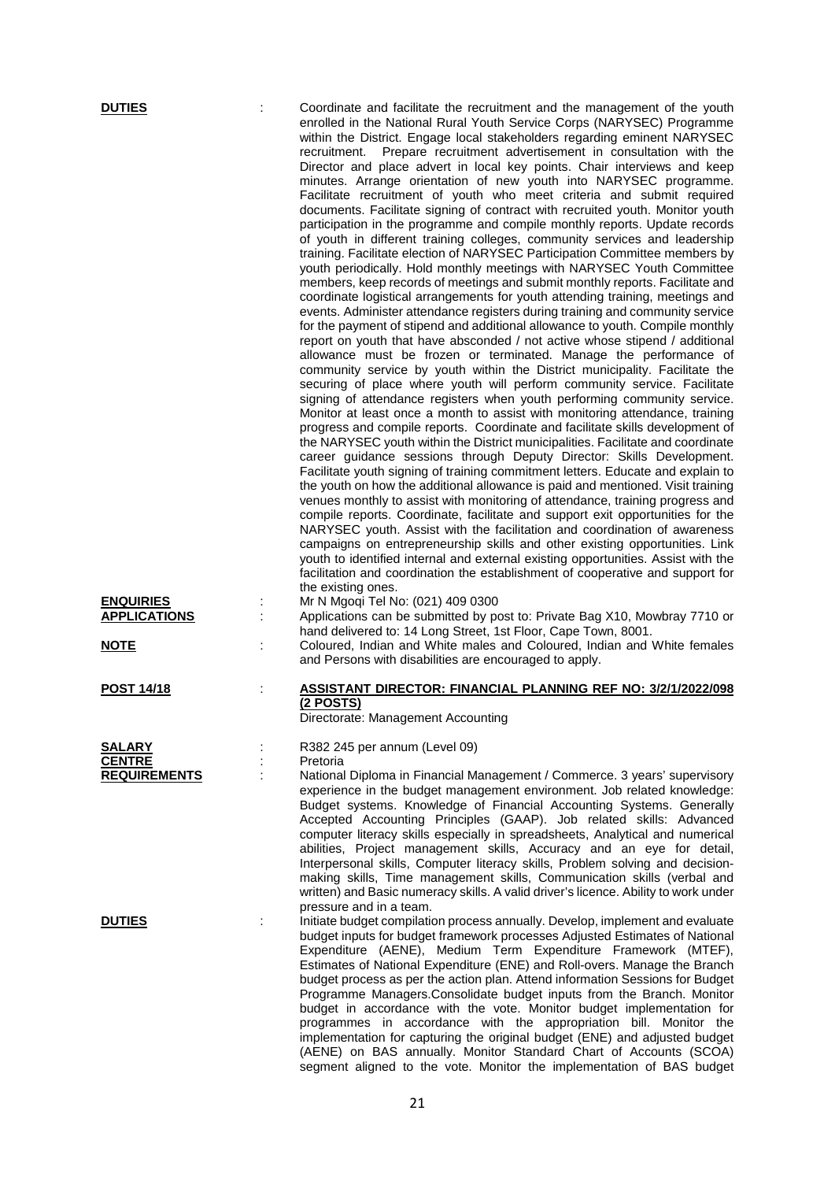**DUTIES** : Coordinate and facilitate the recruitment and the management of the youth enrolled in the National Rural Youth Service Corps (NARYSEC) Programme within the District. Engage local stakeholders regarding eminent NARYSEC recruitment. Prepare recruitment advertisement in consultation with the Director and place advert in local key points. Chair interviews and keep minutes. Arrange orientation of new youth into NARYSEC programme. Facilitate recruitment of youth who meet criteria and submit required documents. Facilitate signing of contract with recruited youth. Monitor youth participation in the programme and compile monthly reports. Update records of youth in different training colleges, community services and leadership training. Facilitate election of NARYSEC Participation Committee members by youth periodically. Hold monthly meetings with NARYSEC Youth Committee members, keep records of meetings and submit monthly reports. Facilitate and coordinate logistical arrangements for youth attending training, meetings and events. Administer attendance registers during training and community service for the payment of stipend and additional allowance to youth. Compile monthly report on youth that have absconded / not active whose stipend / additional allowance must be frozen or terminated. Manage the performance of community service by youth within the District municipality. Facilitate the securing of place where youth will perform community service. Facilitate signing of attendance registers when youth performing community service. Monitor at least once a month to assist with monitoring attendance, training progress and compile reports. Coordinate and facilitate skills development of the NARYSEC youth within the District municipalities. Facilitate and coordinate career guidance sessions through Deputy Director: Skills Development. Facilitate youth signing of training commitment letters. Educate and explain to the youth on how the additional allowance is paid and mentioned. Visit training venues monthly to assist with monitoring of attendance, training progress and compile reports. Coordinate, facilitate and support exit opportunities for the NARYSEC youth. Assist with the facilitation and coordination of awareness campaigns on entrepreneurship skills and other existing opportunities. Link youth to identified internal and external existing opportunities. Assist with the facilitation and coordination the establishment of cooperative and support for the existing ones.

**ENQUIRIES** : Mr N Mgoqi Tel No: (021) 409 0300

**APPLICATIONS** : Applications can be submitted by post to: Private Bag X10, Mowbray 7710 or hand delivered to: 14 Long Street, 1st Floor, Cape Town, 8001.

**NOTE** : Coloured, Indian and White males and Coloured, Indian and White females and Persons with disabilities are encouraged to apply.

**POST 14/18** : **ASSISTANT DIRECTOR: FINANCIAL PLANNING REF NO: 3/2/1/2022/098 (2 POSTS)**
Directorate: Management Accounting

**SALARY** : R382 245 per annum (Level 09)

**CENTRE** : Pretoria

**REQUIREMENTS** : National Diploma in Financial Management / Commerce. 3 years' supervisory experience in the budget management environment. Job related knowledge: Budget systems. Knowledge of Financial Accounting Systems. Generally Accepted Accounting Principles (GAAP). Job related skills: Advanced computer literacy skills especially in spreadsheets, Analytical and numerical abilities, Project management skills, Accuracy and an eye for detail, Interpersonal skills, Computer literacy skills, Problem solving and decision-making skills, Time management skills, Communication skills (verbal and written) and Basic numeracy skills. A valid driver's licence. Ability to work under pressure and in a team.

**DUTIES** : Initiate budget compilation process annually. Develop, implement and evaluate budget inputs for budget framework processes Adjusted Estimates of National Expenditure (AENE), Medium Term Expenditure Framework (MTEF), Estimates of National Expenditure (ENE) and Roll-overs. Manage the Branch budget process as per the action plan. Attend information Sessions for Budget Programme Managers.Consolidate budget inputs from the Branch. Monitor budget in accordance with the vote. Monitor budget implementation for programmes in accordance with the appropriation bill. Monitor the implementation for capturing the original budget (ENE) and adjusted budget (AENE) on BAS annually. Monitor Standard Chart of Accounts (SCOA) segment aligned to the vote. Monitor the implementation of BAS budget